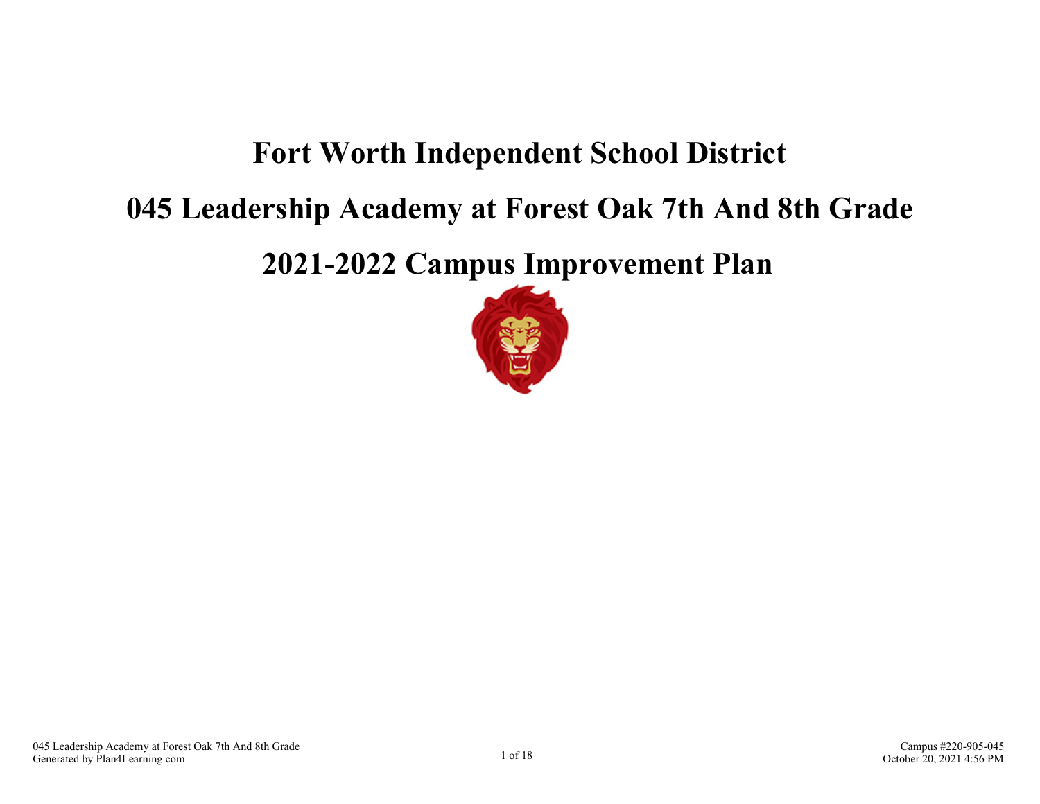# Fort Worth Independent School District

# 045 Leadership Academy at Forest Oak 7th And 8th Grade

# 2021-2022 Campus Improvement Plan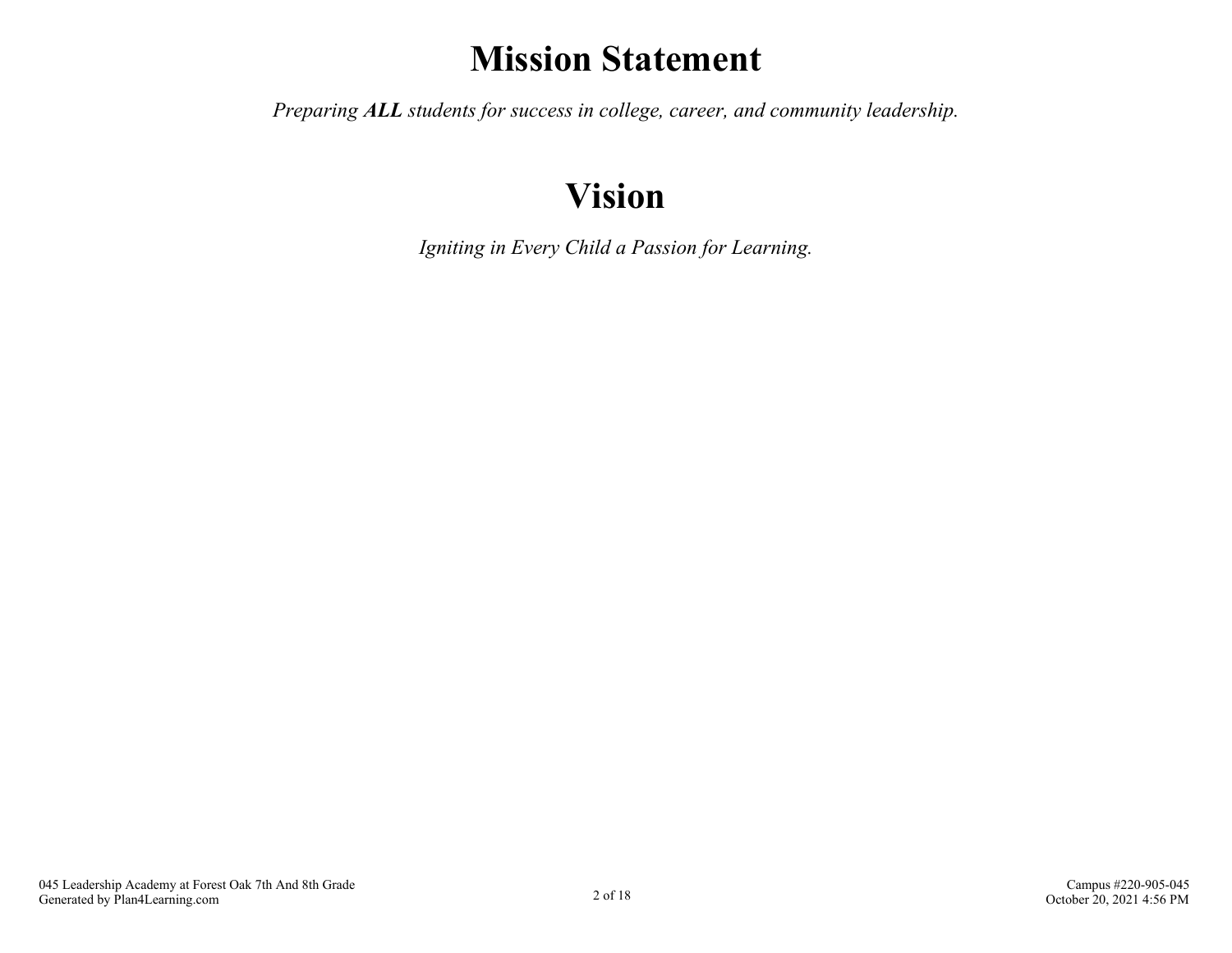# Mission Statement

*Preparing **ALL** students for success in college, career, and community leadership.*

# Vision

*Igniting in Every Child a Passion for Learning.*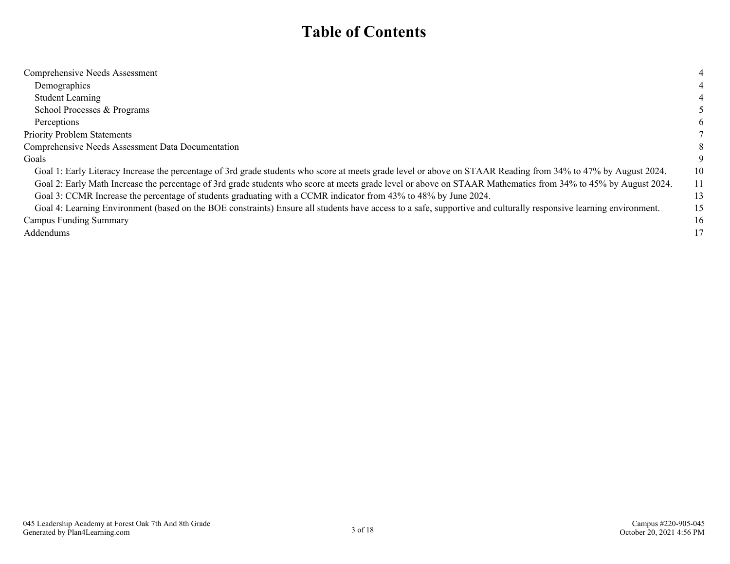# Table of Contents

| | |
|---|---|
| Comprehensive Needs Assessment | 4 |
| Demographics | 4 |
| Student Learning | 4 |
| School Processes & Programs | 5 |
| Perceptions | 6 |
| Priority Problem Statements | 7 |
| Comprehensive Needs Assessment Data Documentation | 8 |
| Goals | 9 |
| Goal 1: Early Literacy Increase the percentage of 3rd grade students who score at meets grade level or above on STAAR Reading from 34% to 47% by August 2024. | 10 |
| Goal 2: Early Math Increase the percentage of 3rd grade students who score at meets grade level or above on STAAR Mathematics from 34% to 45% by August 2024. | 11 |
| Goal 3: CCMR Increase the percentage of students graduating with a CCMR indicator from 43% to 48% by June 2024. | 13 |
| Goal 4: Learning Environment (based on the BOE constraints) Ensure all students have access to a safe, supportive and culturally responsive learning environment. | 15 |
| Campus Funding Summary | 16 |
| Addendums | 17 |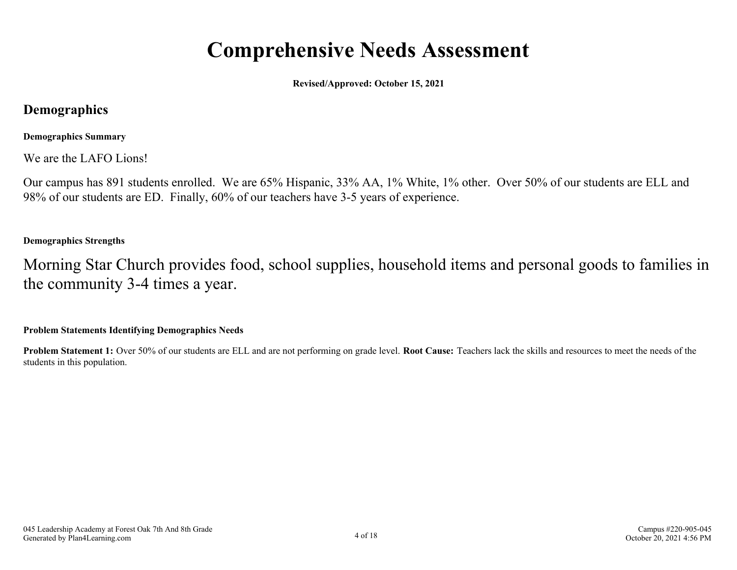# Comprehensive Needs Assessment

**Revised/Approved: October 15, 2021**

## Demographics

**Demographics Summary**

We are the LAFO Lions!

Our campus has 891 students enrolled. We are 65% Hispanic, 33% AA, 1% White, 1% other. Over 50% of our students are ELL and 98% of our students are ED. Finally, 60% of our teachers have 3-5 years of experience.

**Demographics Strengths**

Morning Star Church provides food, school supplies, household items and personal goods to families in the community 3-4 times a year.

**Problem Statements Identifying Demographics Needs**

**Problem Statement 1:** Over 50% of our students are ELL and are not performing on grade level. **Root Cause:** Teachers lack the skills and resources to meet the needs of the students in this population.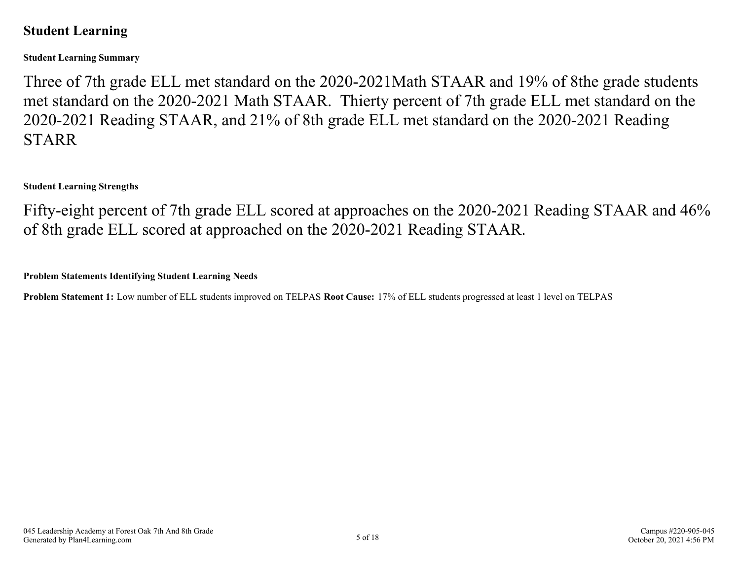## Student Learning

### Student Learning Summary

Three of 7th grade ELL met standard on the 2020-2021Math STAAR and 19% of 8the grade students met standard on the 2020-2021 Math STAAR.  Thierty percent of 7th grade ELL met standard on the 2020-2021 Reading STAAR, and 21% of 8th grade ELL met standard on the 2020-2021 Reading STARR

### Student Learning Strengths

Fifty-eight percent of 7th grade ELL scored at approaches on the 2020-2021 Reading STAAR and 46% of 8th grade ELL scored at approached on the 2020-2021 Reading STAAR.

### Problem Statements Identifying Student Learning Needs

**Problem Statement 1:** Low number of ELL students improved on TELPAS **Root Cause:** 17% of ELL students progressed at least 1 level on TELPAS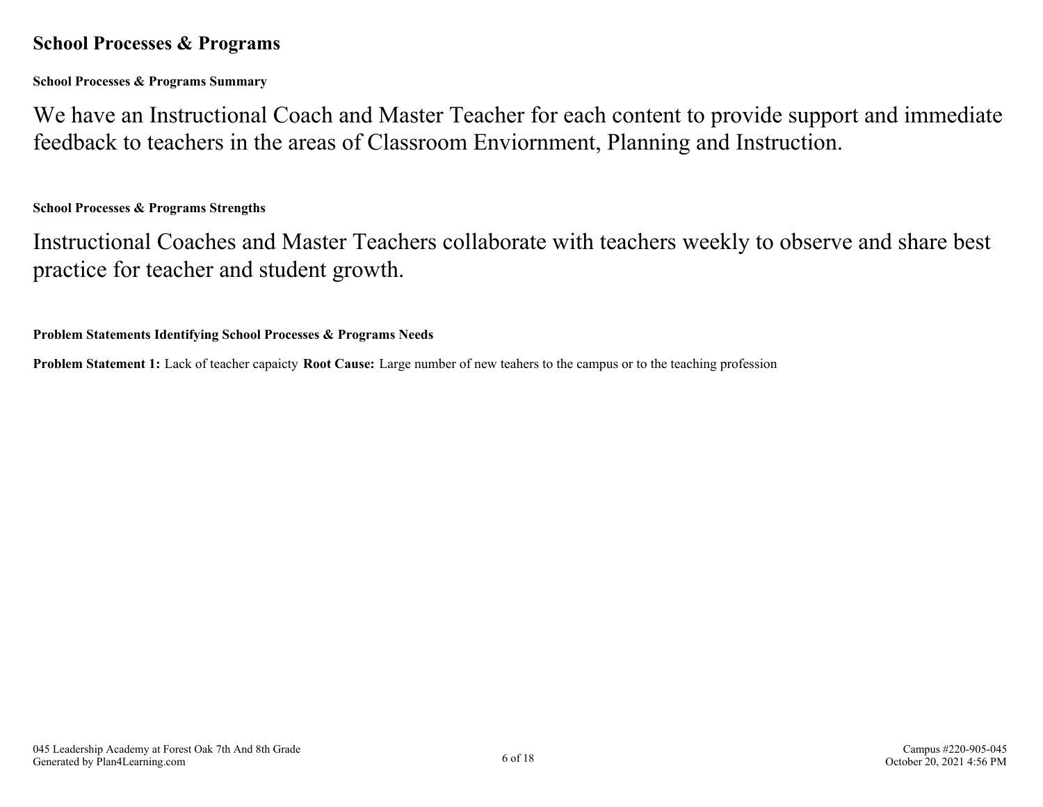## School Processes & Programs

### School Processes & Programs Summary

We have an Instructional Coach and Master Teacher for each content to provide support and immediate feedback to teachers in the areas of Classroom Enviornment, Planning and Instruction.

### School Processes & Programs Strengths

Instructional Coaches and Master Teachers collaborate with teachers weekly to observe and share best practice for teacher and student growth.

### Problem Statements Identifying School Processes & Programs Needs

**Problem Statement 1:** Lack of teacher capaicty **Root Cause:** Large number of new teahers to the campus or to the teaching profession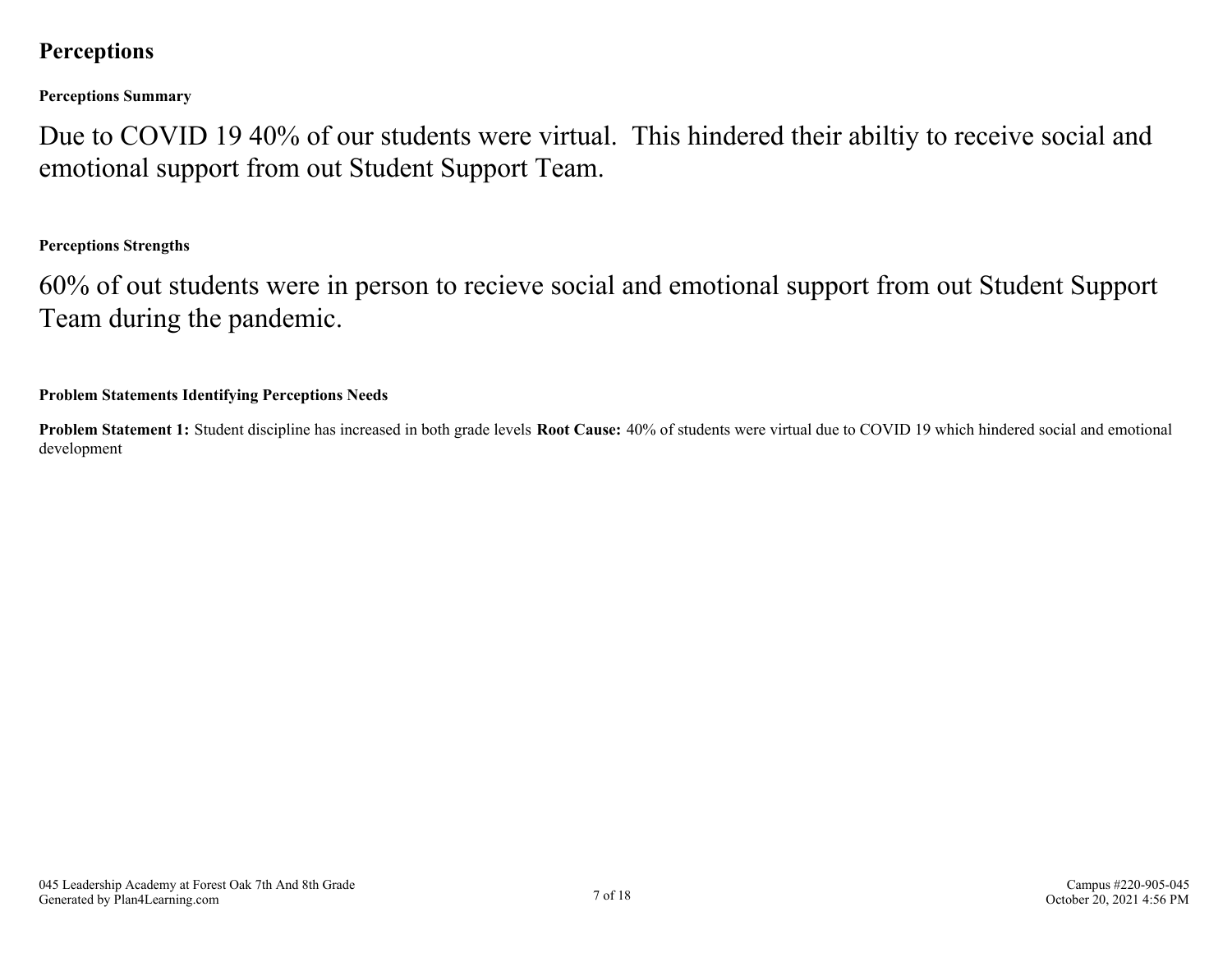## Perceptions

### Perceptions Summary

Due to COVID 19 40% of our students were virtual.  This hindered their abiltiy to receive social and emotional support from out Student Support Team.

### Perceptions Strengths

60% of out students were in person to recieve social and emotional support from out Student Support Team during the pandemic.

### Problem Statements Identifying Perceptions Needs

**Problem Statement 1:** Student discipline has increased in both grade levels **Root Cause:** 40% of students were virtual due to COVID 19 which hindered social and emotional development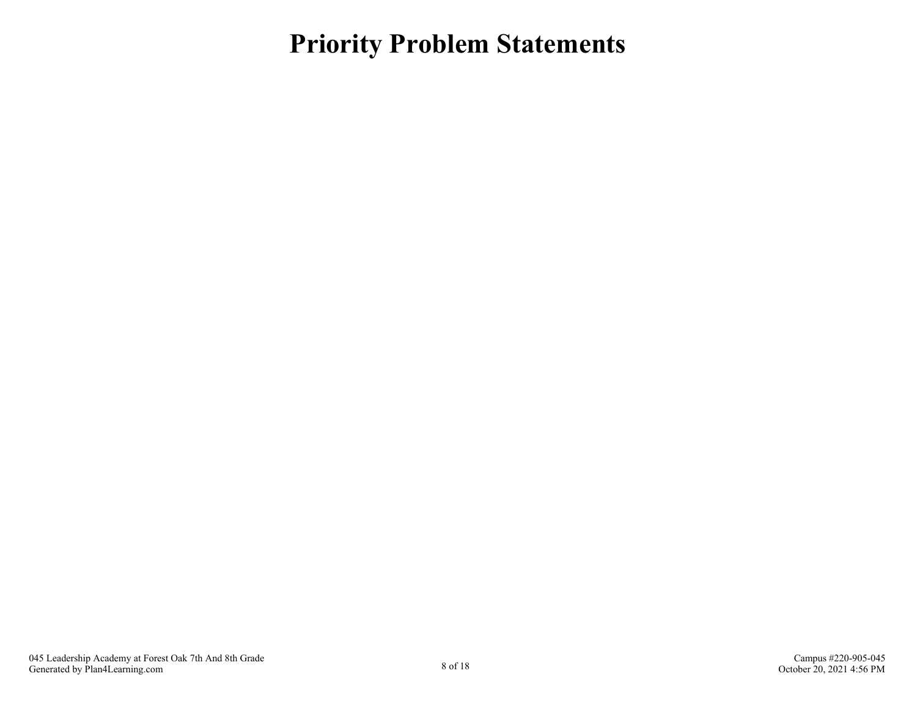# Priority Problem Statements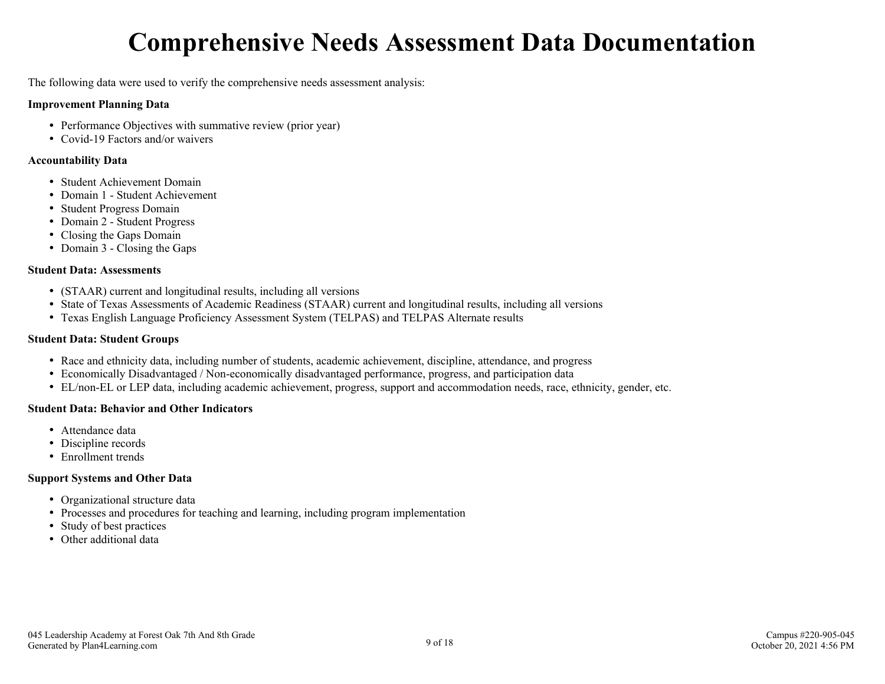# Comprehensive Needs Assessment Data Documentation

The following data were used to verify the comprehensive needs assessment analysis:

**Improvement Planning Data**

- Performance Objectives with summative review (prior year)
- Covid-19 Factors and/or waivers

**Accountability Data**

- Student Achievement Domain
- Domain 1 - Student Achievement
- Student Progress Domain
- Domain 2 - Student Progress
- Closing the Gaps Domain
- Domain 3 - Closing the Gaps

**Student Data: Assessments**

- (STAAR) current and longitudinal results, including all versions
- State of Texas Assessments of Academic Readiness (STAAR) current and longitudinal results, including all versions
- Texas English Language Proficiency Assessment System (TELPAS) and TELPAS Alternate results

**Student Data: Student Groups**

- Race and ethnicity data, including number of students, academic achievement, discipline, attendance, and progress
- Economically Disadvantaged / Non-economically disadvantaged performance, progress, and participation data
- EL/non-EL or LEP data, including academic achievement, progress, support and accommodation needs, race, ethnicity, gender, etc.

**Student Data: Behavior and Other Indicators**

- Attendance data
- Discipline records
- Enrollment trends

**Support Systems and Other Data**

- Organizational structure data
- Processes and procedures for teaching and learning, including program implementation
- Study of best practices
- Other additional data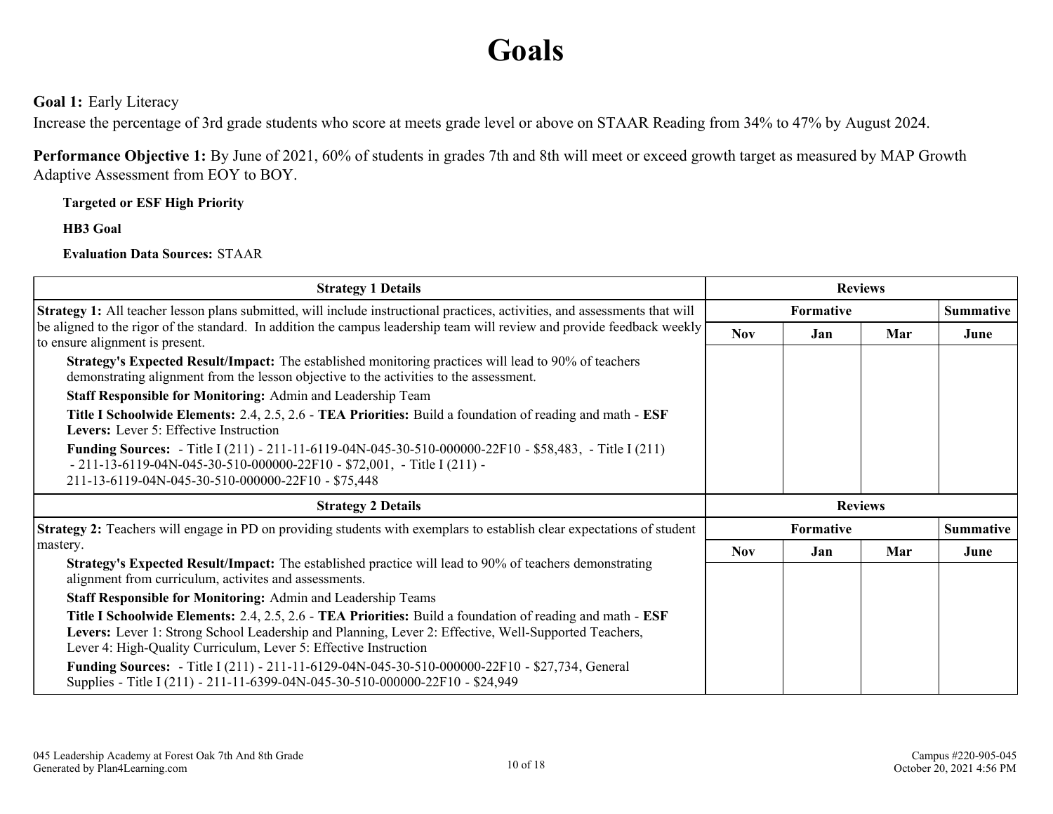# Goals

**Goal 1:** Early Literacy
Increase the percentage of 3rd grade students who score at meets grade level or above on STAAR Reading from 34% to 47% by August 2024.

**Performance Objective 1:** By June of 2021, 60% of students in grades 7th and 8th will meet or exceed growth target as measured by MAP Growth Adaptive Assessment from EOY to BOY.

**Targeted or ESF High Priority**

**HB3 Goal**

**Evaluation Data Sources:** STAAR

| Strategy 1 Details | Reviews | | | |
|---|---|---|---|---|
| | Formative | | | Summative |
| | Nov | Jan | Mar | June |
| **Strategy 1:** All teacher lesson plans submitted, will include instructional practices, activities, and assessments that will be aligned to the rigor of the standard. In addition the campus leadership team will review and provide feedback weekly to ensure alignment is present.<br>**Strategy's Expected Result/Impact:** The established monitoring practices will lead to 90% of teachers demonstrating alignment from the lesson objective to the activities to the assessment.<br>**Staff Responsible for Monitoring:** Admin and Leadership Team<br>**Title I Schoolwide Elements:** 2.4, 2.5, 2.6 - **TEA Priorities:** Build a foundation of reading and math - **ESF Levers:** Lever 5: Effective Instruction<br>**Funding Sources:** - Title I (211) - 211-11-6119-04N-045-30-510-000000-22F10 - $58,483, - Title I (211) - 211-13-6119-04N-045-30-510-000000-22F10 - $72,001, - Title I (211) - 211-13-6119-04N-045-30-510-000000-22F10 - $75,448 | | | | |

| Strategy 2 Details | Reviews | | | |
|---|---|---|---|---|
| | Formative | | | Summative |
| | Nov | Jan | Mar | June |
| **Strategy 2:** Teachers will engage in PD on providing students with exemplars to establish clear expectations of student mastery.<br>**Strategy's Expected Result/Impact:** The established practice will lead to 90% of teachers demonstrating alignment from curriculum, activites and assessments.<br>**Staff Responsible for Monitoring:** Admin and Leadership Teams<br>**Title I Schoolwide Elements:** 2.4, 2.5, 2.6 - **TEA Priorities:** Build a foundation of reading and math - **ESF Levers:** Lever 1: Strong School Leadership and Planning, Lever 2: Effective, Well-Supported Teachers, Lever 4: High-Quality Curriculum, Lever 5: Effective Instruction<br>**Funding Sources:** - Title I (211) - 211-11-6129-04N-045-30-510-000000-22F10 - $27,734, General Supplies - Title I (211) - 211-11-6399-04N-045-30-510-000000-22F10 - $24,949 | | | | |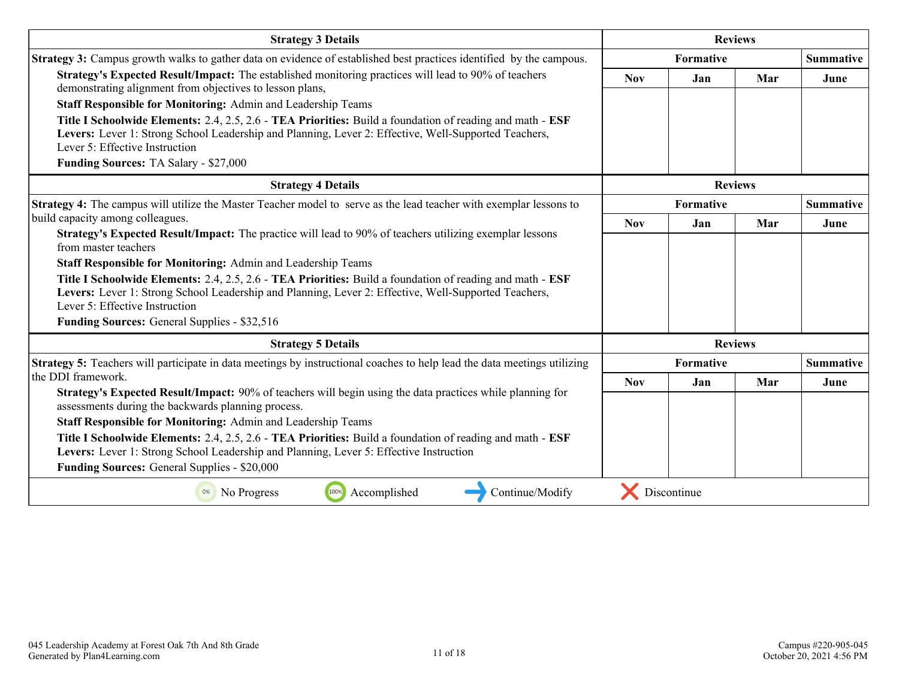| Strategy 3 Details | Reviews | | | |
|---|---|---|---|---|
| **Strategy 3:** Campus growth walks to gather data on evidence of established best practices identified by the campus. | Formative | | | Summative |
| **Strategy's Expected Result/Impact:** The established monitoring practices will lead to 90% of teachers demonstrating alignment from objectives to lesson plans,<br>**Staff Responsible for Monitoring:** Admin and Leadership Teams<br>**Title I Schoolwide Elements:** 2.4, 2.5, 2.6 - **TEA Priorities:** Build a foundation of reading and math - **ESF Levers:** Lever 1: Strong School Leadership and Planning, Lever 2: Effective, Well-Supported Teachers, Lever 5: Effective Instruction<br>**Funding Sources:** TA Salary - $27,000 | Nov | Jan | Mar | June |

| Strategy 4 Details | Reviews | | | |
|---|---|---|---|---|
| **Strategy 4:** The campus will utilize the Master Teacher model to serve as the lead teacher with exemplar lessons to build capacity among colleagues. | Formative | | | Summative |
| **Strategy's Expected Result/Impact:** The practice will lead to 90% of teachers utilizing exemplar lessons from master teachers<br>**Staff Responsible for Monitoring:** Admin and Leadership Teams<br>**Title I Schoolwide Elements:** 2.4, 2.5, 2.6 - **TEA Priorities:** Build a foundation of reading and math - **ESF Levers:** Lever 1: Strong School Leadership and Planning, Lever 2: Effective, Well-Supported Teachers, Lever 5: Effective Instruction<br>**Funding Sources:** General Supplies - $32,516 | Nov | Jan | Mar | June |

| Strategy 5 Details | Reviews | | | |
|---|---|---|---|---|
| **Strategy 5:** Teachers will participate in data meetings by instructional coaches to help lead the data meetings utilizing the DDI framework. | Formative | | | Summative |
| **Strategy's Expected Result/Impact:** 90% of teachers will begin using the data practices while planning for assessments during the backwards planning process.<br>**Staff Responsible for Monitoring:** Admin and Leadership Teams<br>**Title I Schoolwide Elements:** 2.4, 2.5, 2.6 - **TEA Priorities:** Build a foundation of reading and math - **ESF Levers:** Lever 1: Strong School Leadership and Planning, Lever 5: Effective Instruction<br>**Funding Sources:** General Supplies - $20,000 | Nov | Jan | Mar | June |

0% No Progress | 100% Accomplished | Continue/Modify | Discontinue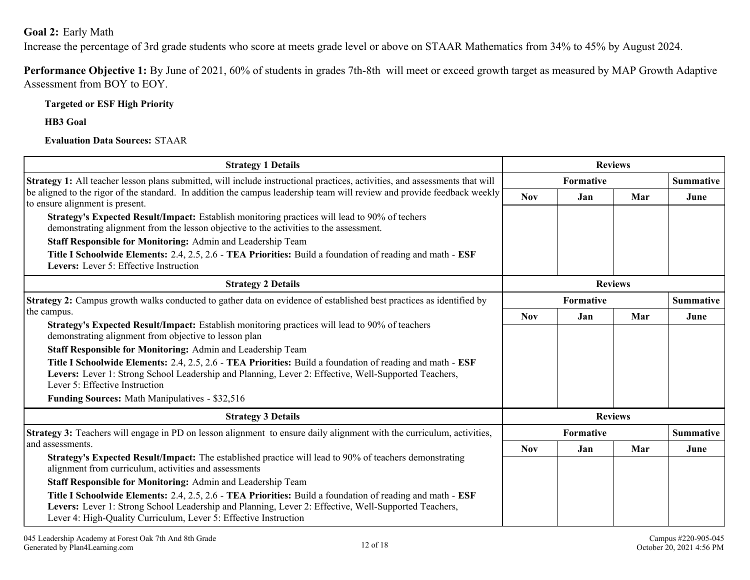**Goal 2:** Early Math

Increase the percentage of 3rd grade students who score at meets grade level or above on STAAR Mathematics from 34% to 45% by August 2024.

**Performance Objective 1:** By June of 2021, 60% of students in grades 7th-8th will meet or exceed growth target as measured by MAP Growth Adaptive Assessment from BOY to EOY.

**Targeted or ESF High Priority**

**HB3 Goal**

**Evaluation Data Sources:** STAAR

| Strategy 1 Details | Reviews | | | |
|---|---|---|---|---|
| **Strategy 1:** All teacher lesson plans submitted, will include instructional practices, activities, and assessments that will be aligned to the rigor of the standard. In addition the campus leadership team will review and provide feedback weekly to ensure alignment is present.<br>**Strategy's Expected Result/Impact:** Establish monitoring practices will lead to 90% of techers demonstrating alignment from the lesson objective to the activities to the assessment.<br>**Staff Responsible for Monitoring:** Admin and Leadership Team<br>**Title I Schoolwide Elements:** 2.4, 2.5, 2.6 - **TEA Priorities:** Build a foundation of reading and math - **ESF Levers:** Lever 5: Effective Instruction | Formative | | | Summative |
| | Nov | Jan | Mar | June |
| | | | | |

| Strategy 2 Details | Reviews | | | |
|---|---|---|---|---|
| **Strategy 2:** Campus growth walks conducted to gather data on evidence of established best practices as identified by the campus.<br>**Strategy's Expected Result/Impact:** Establish monitoring practices will lead to 90% of teachers demonstrating alignment from objective to lesson plan<br>**Staff Responsible for Monitoring:** Admin and Leadership Team<br>**Title I Schoolwide Elements:** 2.4, 2.5, 2.6 - **TEA Priorities:** Build a foundation of reading and math - **ESF Levers:** Lever 1: Strong School Leadership and Planning, Lever 2: Effective, Well-Supported Teachers, Lever 5: Effective Instruction<br>**Funding Sources:** Math Manipulatives - $32,516 | Formative | | | Summative |
| | Nov | Jan | Mar | June |
| | | | | |

| Strategy 3 Details | Reviews | | | |
|---|---|---|---|---|
| **Strategy 3:** Teachers will engage in PD on lesson alignment to ensure daily alignment with the curriculum, activities, and assessments.<br>**Strategy's Expected Result/Impact:** The established practice will lead to 90% of teachers demonstrating alignment from curriculum, activities and assessments<br>**Staff Responsible for Monitoring:** Admin and Leadership Team<br>**Title I Schoolwide Elements:** 2.4, 2.5, 2.6 - **TEA Priorities:** Build a foundation of reading and math - **ESF Levers:** Lever 1: Strong School Leadership and Planning, Lever 2: Effective, Well-Supported Teachers, Lever 4: High-Quality Curriculum, Lever 5: Effective Instruction | Formative | | | Summative |
| | Nov | Jan | Mar | June |
| | | | | |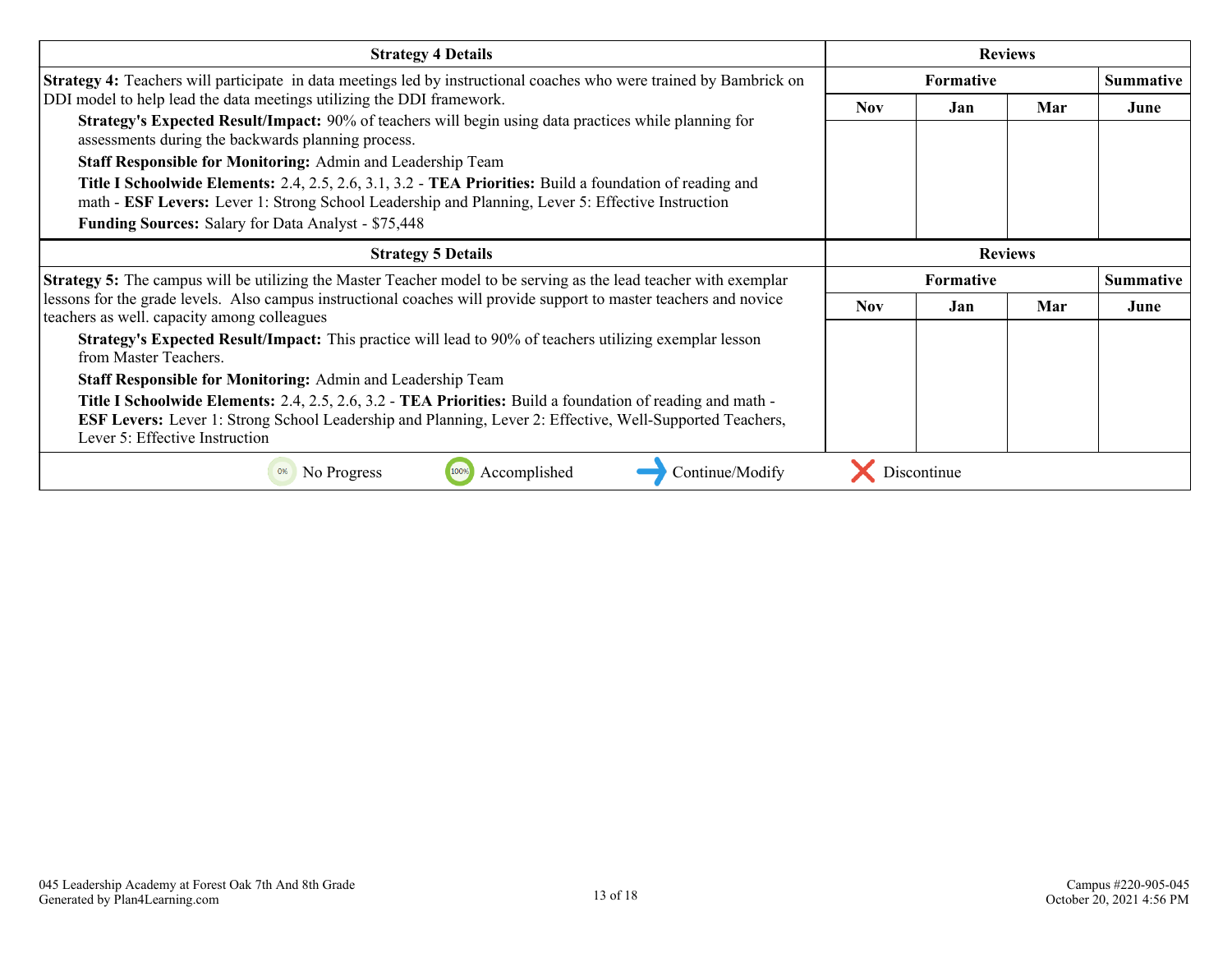| Strategy 4 Details | Reviews | | | |
|---|---|---|---|---|
| | Formative | | | Summative |
| | Nov | Jan | Mar | June |
| **Strategy 4:** Teachers will participate in data meetings led by instructional coaches who were trained by Bambrick on DDI model to help lead the data meetings utilizing the DDI framework.<br>**Strategy's Expected Result/Impact:** 90% of teachers will begin using data practices while planning for assessments during the backwards planning process.<br>**Staff Responsible for Monitoring:** Admin and Leadership Team<br>**Title I Schoolwide Elements:** 2.4, 2.5, 2.6, 3.1, 3.2 - **TEA Priorities:** Build a foundation of reading and math - **ESF Levers:** Lever 1: Strong School Leadership and Planning, Lever 5: Effective Instruction<br>**Funding Sources:** Salary for Data Analyst - $75,448 | | | | |

| Strategy 5 Details | Reviews | | | |
|---|---|---|---|---|
| | Formative | | | Summative |
| | Nov | Jan | Mar | June |
| **Strategy 5:** The campus will be utilizing the Master Teacher model to be serving as the lead teacher with exemplar lessons for the grade levels. Also campus instructional coaches will provide support to master teachers and novice teachers as well. capacity among colleagues<br>**Strategy's Expected Result/Impact:** This practice will lead to 90% of teachers utilizing exemplar lesson from Master Teachers.<br>**Staff Responsible for Monitoring:** Admin and Leadership Team<br>**Title I Schoolwide Elements:** 2.4, 2.5, 2.6, 3.2 - **TEA Priorities:** Build a foundation of reading and math - **ESF Levers:** Lever 1: Strong School Leadership and Planning, Lever 2: Effective, Well-Supported Teachers, Lever 5: Effective Instruction | | | | |

0% No Progress | 100% Accomplished | Continue/Modify | Discontinue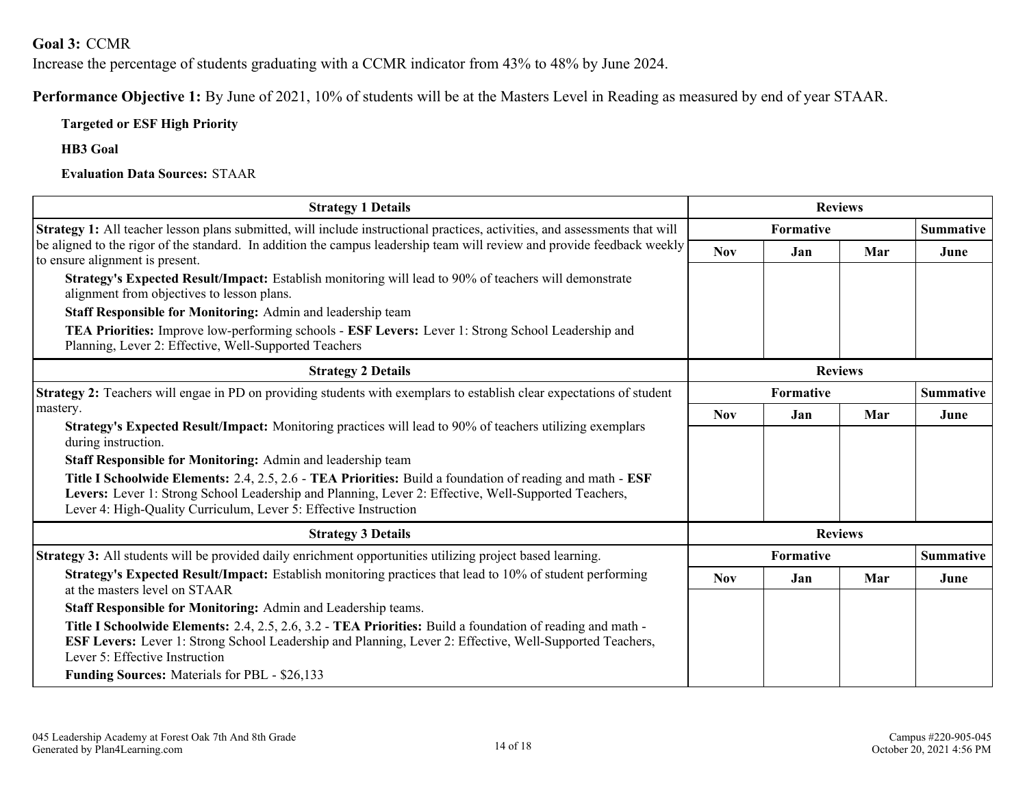**Goal 3:** CCMR

Increase the percentage of students graduating with a CCMR indicator from 43% to 48% by June 2024.

**Performance Objective 1:** By June of 2021, 10% of students will be at the Masters Level in Reading as measured by end of year STAAR.

**Targeted or ESF High Priority**

**HB3 Goal**

**Evaluation Data Sources:** STAAR

| Strategy 1 Details | Reviews | | | |
|---|---|---|---|---|
| | Formative | | | Summative |
| | Nov | Jan | Mar | June |
| **Strategy 1:** All teacher lesson plans submitted, will include instructional practices, activities, and assessments that will be aligned to the rigor of the standard. In addition the campus leadership team will review and provide feedback weekly to ensure alignment is present.<br>**Strategy's Expected Result/Impact:** Establish monitoring will lead to 90% of teachers will demonstrate alignment from objectives to lesson plans.<br>**Staff Responsible for Monitoring:** Admin and leadership team<br>**TEA Priorities:** Improve low-performing schools - **ESF Levers:** Lever 1: Strong School Leadership and Planning, Lever 2: Effective, Well-Supported Teachers | | | | |

| Strategy 2 Details | Reviews | | | |
|---|---|---|---|---|
| | Formative | | | Summative |
| | Nov | Jan | Mar | June |
| **Strategy 2:** Teachers will engae in PD on providing students with exemplars to establish clear expectations of student mastery.<br>**Strategy's Expected Result/Impact:** Monitoring practices will lead to 90% of teachers utilizing exemplars during instruction.<br>**Staff Responsible for Monitoring:** Admin and leadership team<br>**Title I Schoolwide Elements:** 2.4, 2.5, 2.6 - **TEA Priorities:** Build a foundation of reading and math - **ESF Levers:** Lever 1: Strong School Leadership and Planning, Lever 2: Effective, Well-Supported Teachers, Lever 4: High-Quality Curriculum, Lever 5: Effective Instruction | | | | |

| Strategy 3 Details | Reviews | | | |
|---|---|---|---|---|
| | Formative | | | Summative |
| | Nov | Jan | Mar | June |
| **Strategy 3:** All students will be provided daily enrichment opportunities utilizing project based learning.<br>**Strategy's Expected Result/Impact:** Establish monitoring practices that lead to 10% of student performing at the masters level on STAAR<br>**Staff Responsible for Monitoring:** Admin and Leadership teams.<br>**Title I Schoolwide Elements:** 2.4, 2.5, 2.6, 3.2 - **TEA Priorities:** Build a foundation of reading and math - **ESF Levers:** Lever 1: Strong School Leadership and Planning, Lever 2: Effective, Well-Supported Teachers, Lever 5: Effective Instruction<br>**Funding Sources:** Materials for PBL - $26,133 | | | | |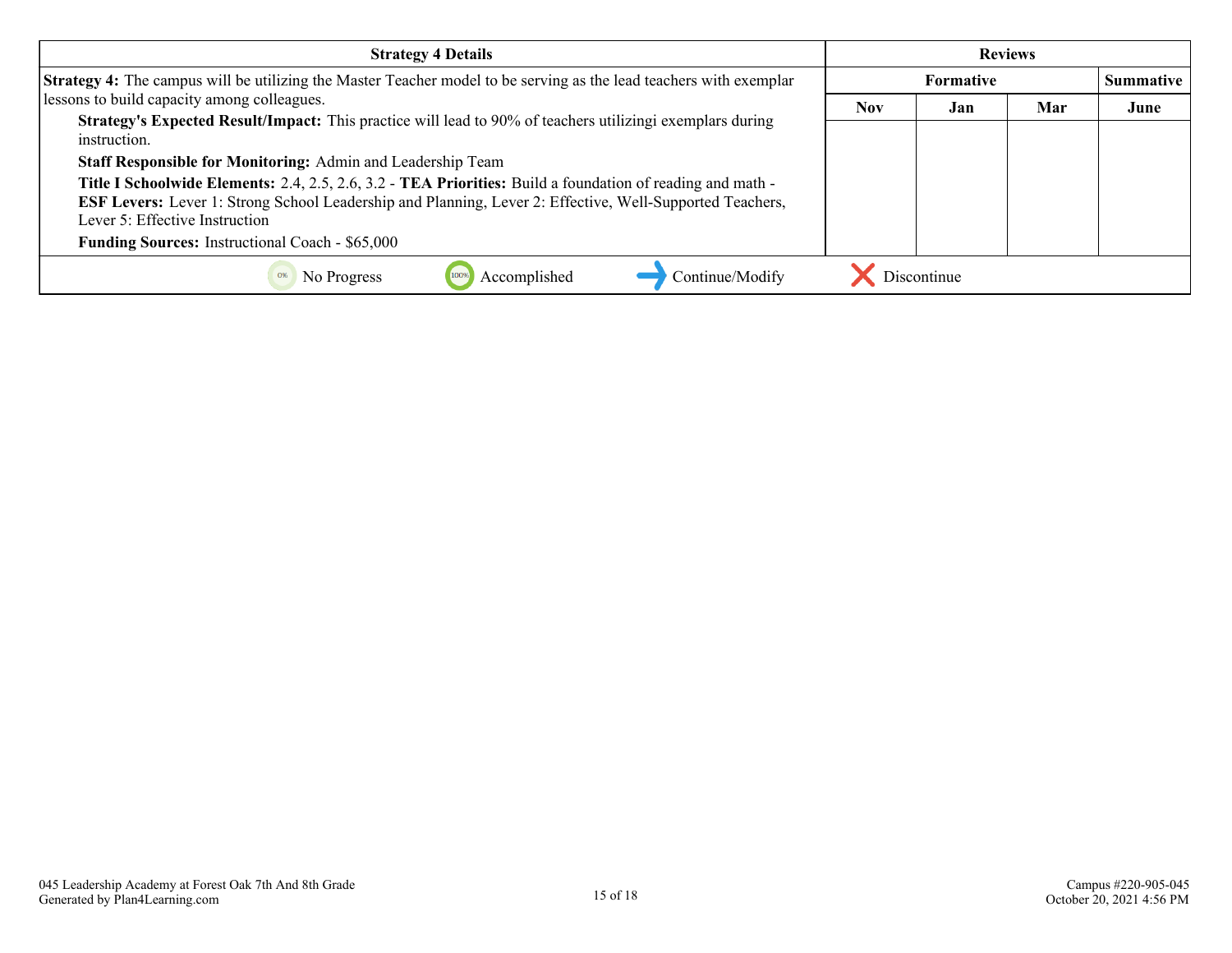| Strategy 4 Details | Reviews | | | |
|---|---|---|---|---|
| | Formative | | | Summative |
| | Nov | Jan | Mar | June |
| **Strategy 4:** The campus will be utilizing the Master Teacher model to be serving as the lead teachers with exemplar lessons to build capacity among colleagues.<br>**Strategy's Expected Result/Impact:** This practice will lead to 90% of teachers utilizingi exemplars during instruction.<br>**Staff Responsible for Monitoring:** Admin and Leadership Team<br>**Title I Schoolwide Elements:** 2.4, 2.5, 2.6, 3.2 - **TEA Priorities:** Build a foundation of reading and math - **ESF Levers:** Lever 1: Strong School Leadership and Planning, Lever 2: Effective, Well-Supported Teachers, Lever 5: Effective Instruction<br>**Funding Sources:** Instructional Coach - $65,000 | | | | |

0% No Progress | 100% Accomplished | Continue/Modify | Discontinue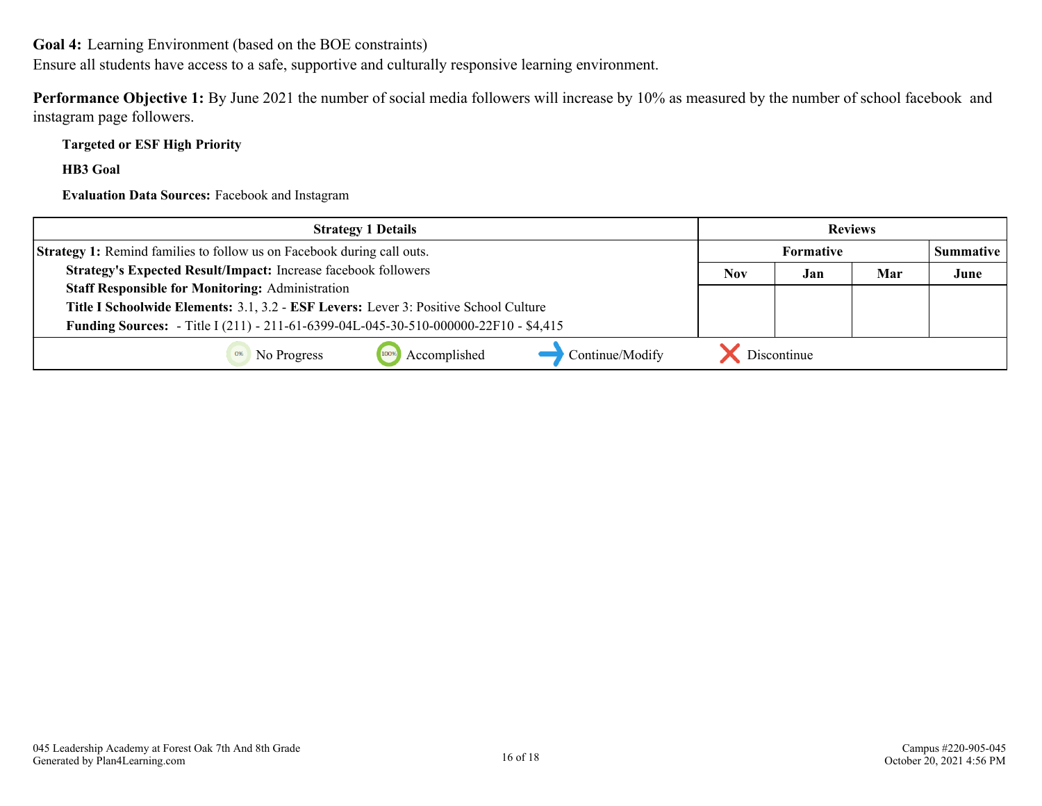**Goal 4:** Learning Environment (based on the BOE constraints)
Ensure all students have access to a safe, supportive and culturally responsive learning environment.

**Performance Objective 1:** By June 2021 the number of social media followers will increase by 10% as measured by the number of school facebook and instagram page followers.

**Targeted or ESF High Priority**

**HB3 Goal**

**Evaluation Data Sources:** Facebook and Instagram

| Strategy 1 Details | Reviews | | | |
|---|---|---|---|---|
| | Formative | | | Summative |
| | Nov | Jan | Mar | June |
| **Strategy 1:** Remind families to follow us on Facebook during call outs.<br>**Strategy's Expected Result/Impact:** Increase facebook followers<br>**Staff Responsible for Monitoring:** Administration<br>**Title I Schoolwide Elements:** 3.1, 3.2 - **ESF Levers:** Lever 3: Positive School Culture<br>**Funding Sources:** - Title I (211) - 211-61-6399-04L-045-30-510-000000-22F10 - $4,415 | | | | |
| No Progress · Accomplished · Continue/Modify · Discontinue | | | | |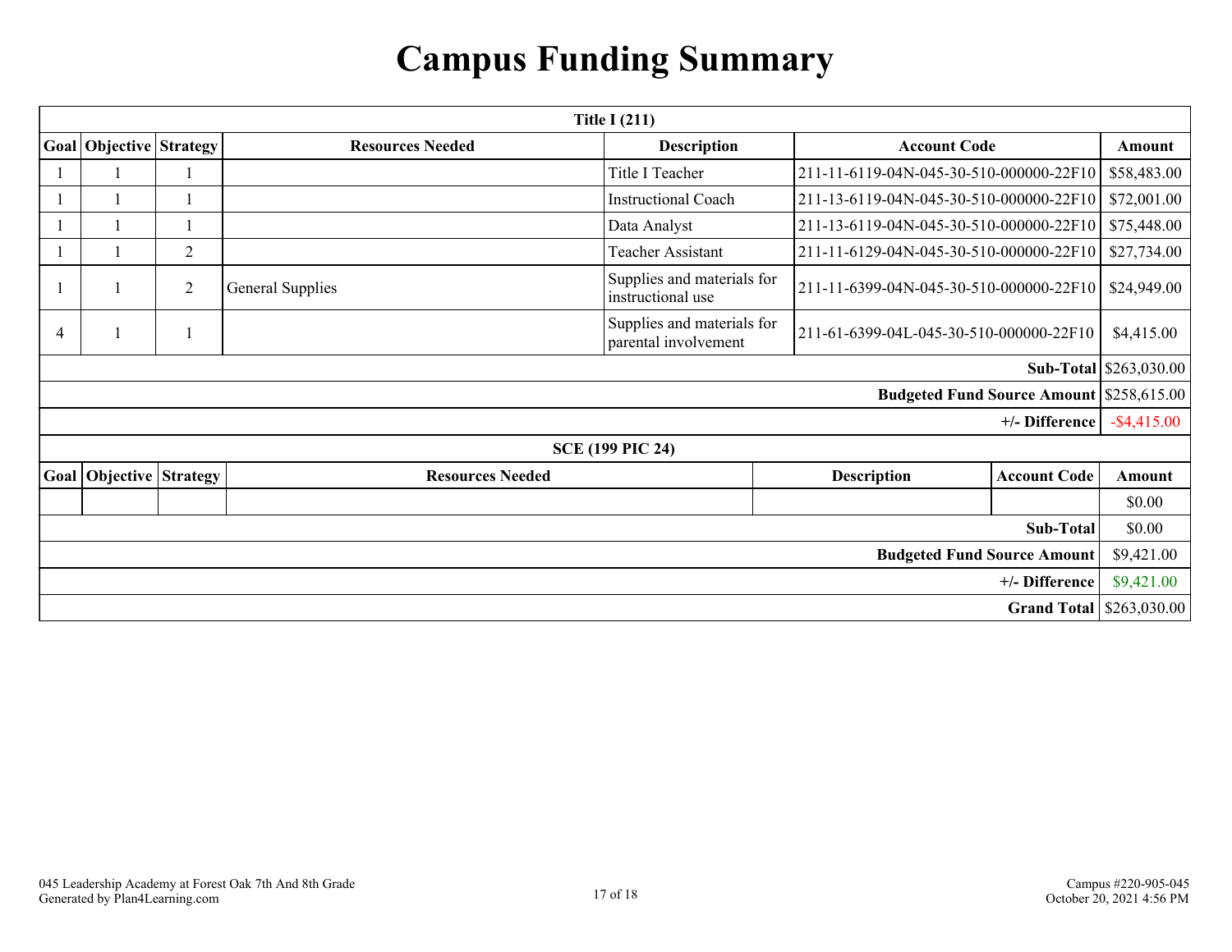# Campus Funding Summary

| Title I (211) | | | | | | |
|---|---|---|---|---|---|---|
| **Goal** | **Objective** | **Strategy** | **Resources Needed** | **Description** | **Account Code** | **Amount** |
| 1 | 1 | 1 | | Title I Teacher | 211-11-6119-04N-045-30-510-000000-22F10 | $58,483.00 |
| 1 | 1 | 1 | | Instructional Coach | 211-13-6119-04N-045-30-510-000000-22F10 | $72,001.00 |
| 1 | 1 | 1 | | Data Analyst | 211-13-6119-04N-045-30-510-000000-22F10 | $75,448.00 |
| 1 | 1 | 2 | | Teacher Assistant | 211-11-6129-04N-045-30-510-000000-22F10 | $27,734.00 |
| 1 | 1 | 2 | General Supplies | Supplies and materials for instructional use | 211-11-6399-04N-045-30-510-000000-22F10 | $24,949.00 |
| 4 | 1 | 1 | | Supplies and materials for parental involvement | 211-61-6399-04L-045-30-510-000000-22F10 | $4,415.00 |
| | | | | | **Sub-Total** | $263,030.00 |
| | | | | | **Budgeted Fund Source Amount** | $258,615.00 |
| | | | | | **+/- Difference** | -$4,415.00 |

| SCE (199 PIC 24) | | | | | | |
|---|---|---|---|---|---|---|
| **Goal** | **Objective** | **Strategy** | **Resources Needed** | **Description** | **Account Code** | **Amount** |
| | | | | | | $0.00 |
| | | | | | **Sub-Total** | $0.00 |
| | | | | | **Budgeted Fund Source Amount** | $9,421.00 |
| | | | | | **+/- Difference** | $9,421.00 |
| | | | | | **Grand Total** | $263,030.00 |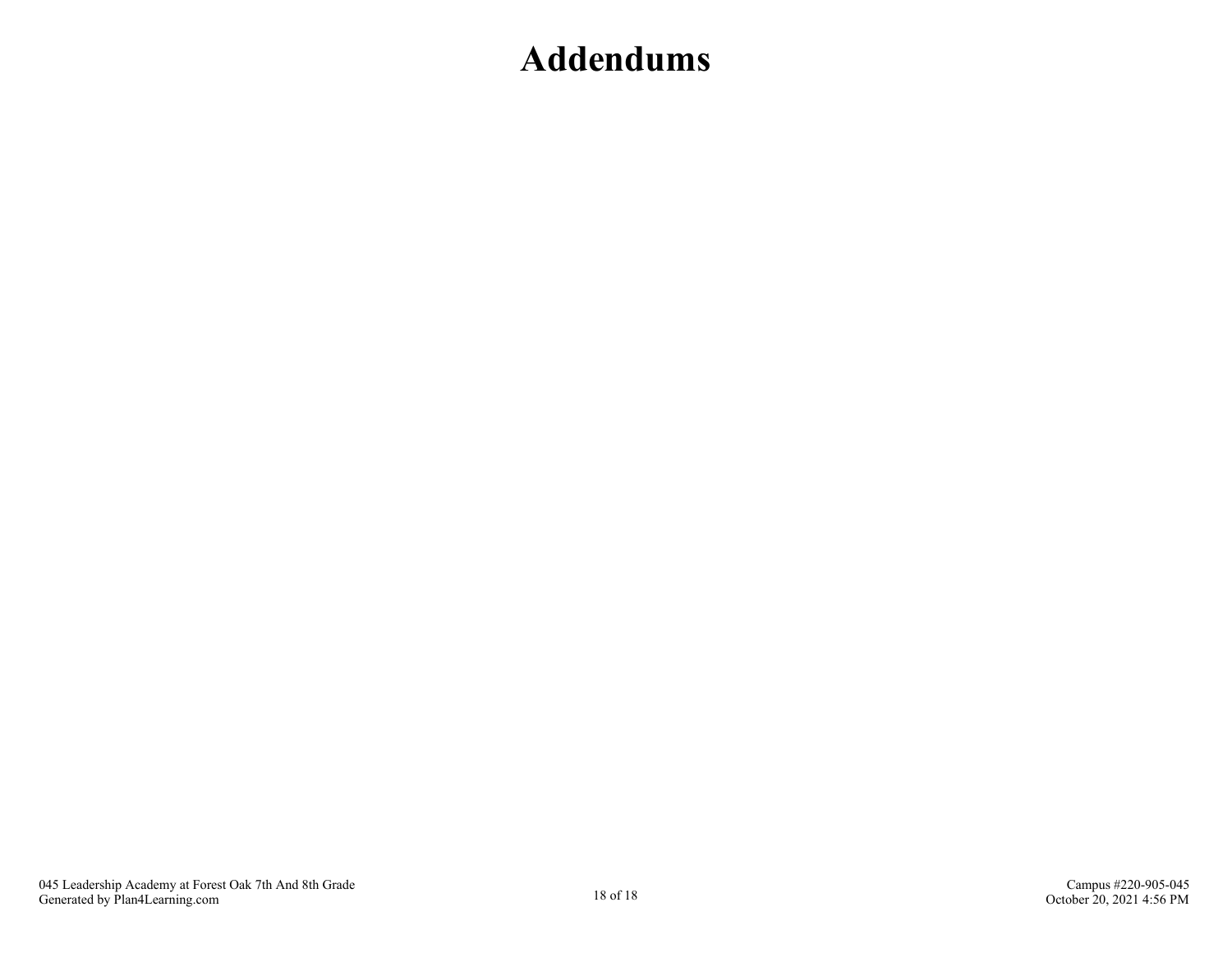# Addendums